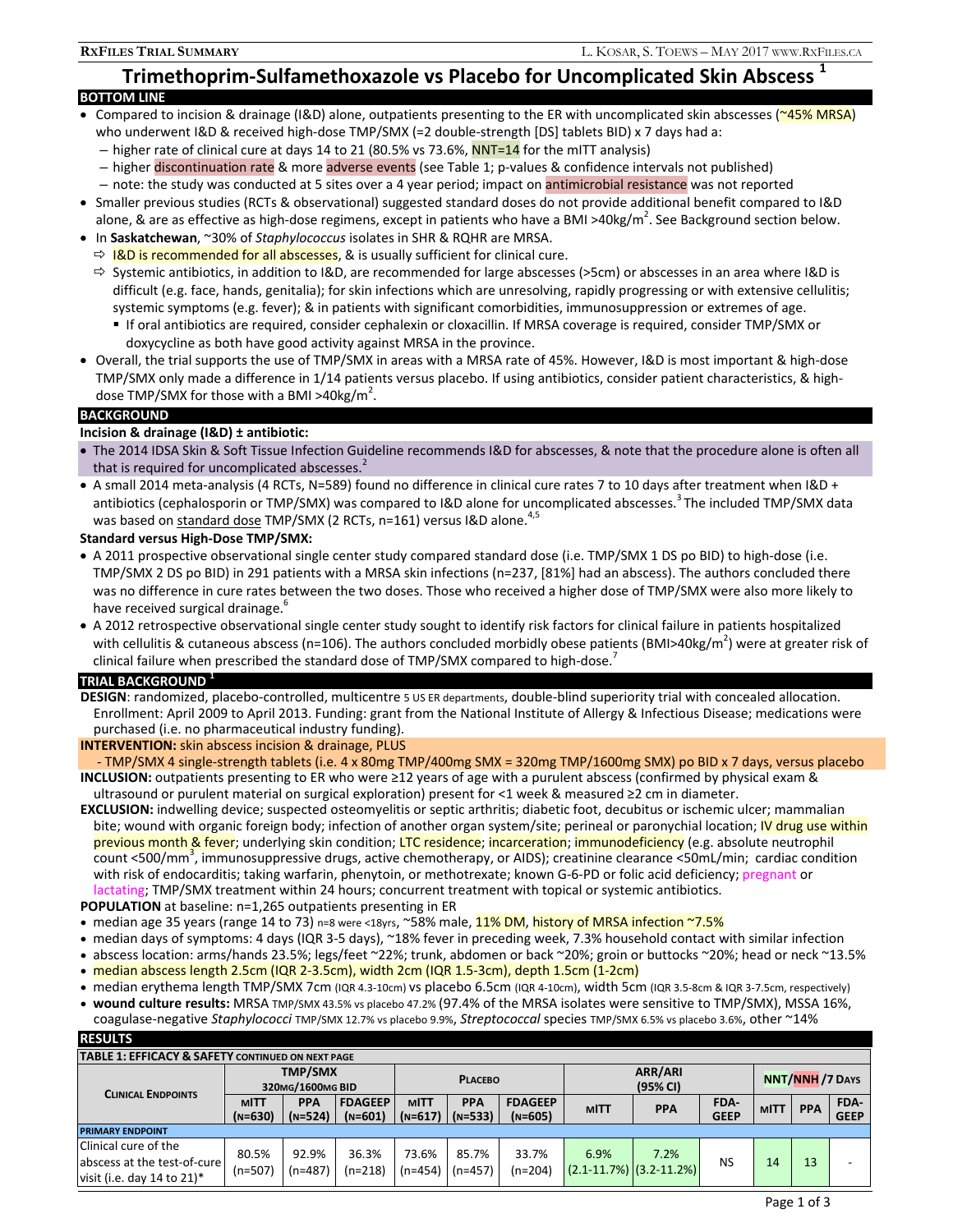# Trimethoprim-Sulfamethoxazole vs Placebo for Uncomplicated Skin Abscess [1]

## BOTTOM LINE

- Compared to incision & drainage (I&D) alone, outpatients presenting to the ER with uncomplicated skin abscesses (~45% MRSA) who underwent I&D & received high-dose TMP/SMX (=2 double-strength [DS] tablets BID) x 7 days had a:
  - higher rate of clinical cure at days 14 to 21 (80.5% vs 73.6%, NNT=14 for the mITT analysis)
  - higher discontinuation rate & more adverse events (see Table 1; p-values & confidence intervals not published)
  - note: the study was conducted at 5 sites over a 4 year period; impact on antimicrobial resistance was not reported
- Smaller previous studies (RCTs & observational) suggested standard doses do not provide additional benefit compared to I&D alone, & are as effective as high-dose regimens, except in patients who have a BMI >40kg/m$^2$. See Background section below.
- In **Saskatchewan**, ~30% of *Staphylococcus* isolates in SHR & RQHR are MRSA.
  - ⇨ I&D is recommended for all abscesses, & is usually sufficient for clinical cure.
  - ⇨ Systemic antibiotics, in addition to I&D, are recommended for large abscesses (>5cm) or abscesses in an area where I&D is difficult (e.g. face, hands, genitalia); for skin infections which are unresolving, rapidly progressing or with extensive cellulitis; systemic symptoms (e.g. fever); & in patients with significant comorbidities, immunosuppression or extremes of age.
    - If oral antibiotics are required, consider cephalexin or cloxacillin. If MRSA coverage is required, consider TMP/SMX or doxycycline as both have good activity against MRSA in the province.
- Overall, the trial supports the use of TMP/SMX in areas with a MRSA rate of 45%. However, I&D is most important & high-dose TMP/SMX only made a difference in 1/14 patients versus placebo. If using antibiotics, consider patient characteristics, & high-dose TMP/SMX for those with a BMI >40kg/m$^2$.

## BACKGROUND

**Incision & drainage (I&D) ± antibiotic:**

- The 2014 IDSA Skin & Soft Tissue Infection Guideline recommends I&D for abscesses, & note that the procedure alone is often all that is required for uncomplicated abscesses.[2]
- A small 2014 meta-analysis (4 RCTs, N=589) found no difference in clinical cure rates 7 to 10 days after treatment when I&D + antibiotics (cephalosporin or TMP/SMX) was compared to I&D alone for uncomplicated abscesses.[3] The included TMP/SMX data was based on standard dose TMP/SMX (2 RCTs, n=161) versus I&D alone.[4,5]

**Standard versus High-Dose TMP/SMX:**

- A 2011 prospective observational single center study compared standard dose (i.e. TMP/SMX 1 DS po BID) to high-dose (i.e. TMP/SMX 2 DS po BID) in 291 patients with a MRSA skin infections (n=237, [81%] had an abscess). The authors concluded there was no difference in cure rates between the two doses. Those who received a higher dose of TMP/SMX were also more likely to have received surgical drainage.[6]
- A 2012 retrospective observational single center study sought to identify risk factors for clinical failure in patients hospitalized with cellulitis & cutaneous abscess (n=106). The authors concluded morbidly obese patients (BMI>40kg/m$^2$) were at greater risk of clinical failure when prescribed the standard dose of TMP/SMX compared to high-dose.[7]

## TRIAL BACKGROUND [1]

**DESIGN**: randomized, placebo-controlled, multicentre 5 US ER departments, double-blind superiority trial with concealed allocation. Enrollment: April 2009 to April 2013. Funding: grant from the National Institute of Allergy & Infectious Disease; medications were purchased (i.e. no pharmaceutical industry funding).

**INTERVENTION:** skin abscess incision & drainage, PLUS
- TMP/SMX 4 single-strength tablets (i.e. 4 x 80mg TMP/400mg SMX = 320mg TMP/1600mg SMX) po BID x 7 days, versus placebo

**INCLUSION:** outpatients presenting to ER who were ≥12 years of age with a purulent abscess (confirmed by physical exam & ultrasound or purulent material on surgical exploration) present for <1 week & measured ≥2 cm in diameter.

**EXCLUSION:** indwelling device; suspected osteomyelitis or septic arthritis; diabetic foot, decubitus or ischemic ulcer; mammalian bite; wound with organic foreign body; infection of another organ system/site; perineal or paronychial location; IV drug use within previous month & fever; underlying skin condition; LTC residence; incarceration; immunodeficiency (e.g. absolute neutrophil count <500/mm$^3$, immunosuppressive drugs, active chemotherapy, or AIDS); creatinine clearance <50mL/min; cardiac condition with risk of endocarditis; taking warfarin, phenytoin, or methotrexate; known G-6-PD or folic acid deficiency; pregnant or lactating; TMP/SMX treatment within 24 hours; concurrent treatment with topical or systemic antibiotics.

**POPULATION** at baseline: n=1,265 outpatients presenting in ER

- median age 35 years (range 14 to 73) n=8 were <18yrs, ~58% male, 11% DM, history of MRSA infection ~7.5%
- median days of symptoms: 4 days (IQR 3-5 days), ~18% fever in preceding week, 7.3% household contact with similar infection
- abscess location: arms/hands 23.5%; legs/feet ~22%; trunk, abdomen or back ~20%; groin or buttocks ~20%; head or neck ~13.5%
- median abscess length 2.5cm (IQR 2-3.5cm), width 2cm (IQR 1.5-3cm), depth 1.5cm (1-2cm)
- median erythema length TMP/SMX 7cm (IQR 4.3-10cm) vs placebo 6.5cm (IQR 4-10cm), width 5cm (IQR 3.5-8cm & IQR 3-7.5cm, respectively)
- **wound culture results:** MRSA TMP/SMX 43.5% vs placebo 47.2% (97.4% of the MRSA isolates were sensitive to TMP/SMX), MSSA 16%, coagulase-negative *Staphylococci* TMP/SMX 12.7% vs placebo 9.9%, *Streptococcal* species TMP/SMX 6.5% vs placebo 3.6%, other ~14%

## RESULTS

**TABLE 1: EFFICACY & SAFETY** CONTINUED ON NEXT PAGE

| Clinical Endpoints | TMP/SMX 320mg/1600mg BID | | | Placebo | | | ARR/ARI (95% CI) | | | NNT/NNH/7 Days | | |
|---|---|---|---|---|---|---|---|---|---|---|---|---|
| | mITT (n=630) | PPA (n=524) | FDAGEEP (n=601) | mITT (n=617) | PPA (n=533) | FDAGEEP (n=605) | mITT | PPA | FDA-GEEP | mITT | PPA | FDA-GEEP |
| **PRIMARY ENDPOINT** | | | | | | | | | | | | |
| Clinical cure of the abscess at the test-of-cure visit (i.e. day 14 to 21)* | 80.5% (n=507) | 92.9% (n=487) | 36.3% (n=218) | 73.6% (n=454) | 85.7% (n=457) | 33.7% (n=204) | 6.9% (2.1-11.7%) | 7.2% (3.2-11.2%) | NS | 14 | 13 | - |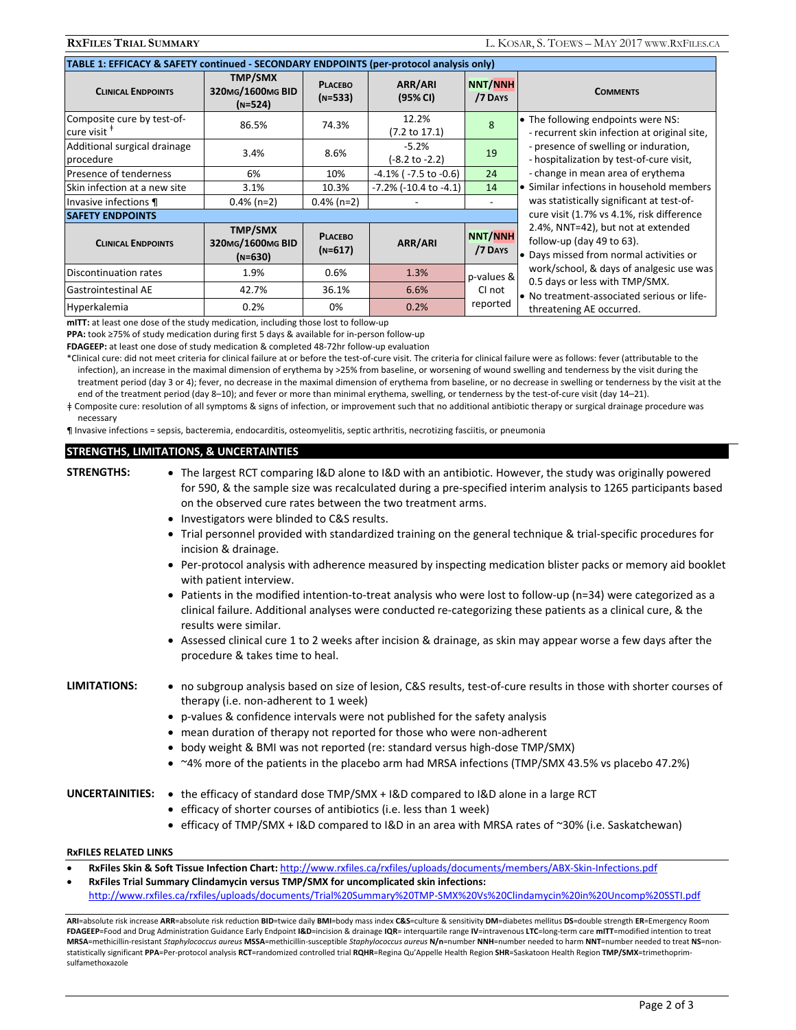## TABLE 1: EFFICACY & SAFETY continued - SECONDARY ENDPOINTS (per-protocol analysis only)

| Clinical Endpoints | TMP/SMX 320mg/1600mg BID (n=524) | Placebo (n=533) | ARR/ARI (95% CI) | NNT/NNH /7 Days | Comments |
|---|---|---|---|---|---|
| Composite cure by test-of-cure visit ǂ | 86.5% | 74.3% | 12.2% (7.2 to 17.1) | 8 | • The following endpoints were NS: - recurrent skin infection at original site, - presence of swelling or induration, - hospitalization by test-of-cure visit, - change in mean area of erythema • Similar infections in household members was statistically significant at test-of-cure visit (1.7% vs 4.1%, risk difference 2.4%, NNT=42), but not at extended follow-up (day 49 to 63). • Days missed from normal activities or work/school, & days of analgesic use was 0.5 days or less with TMP/SMX. • No treatment-associated serious or life-threatening AE occurred. |
| Additional surgical drainage procedure | 3.4% | 8.6% | -5.2% (-8.2 to -2.2) | 19 | |
| Presence of tenderness | 6% | 10% | -4.1% ( -7.5 to -0.6) | 24 | |
| Skin infection at a new site | 3.1% | 10.3% | -7.2% (-10.4 to -4.1) | 14 | |
| Invasive infections ¶ | 0.4% (n=2) | 0.4% (n=2) | - | - | |
| **SAFETY ENDPOINTS** | | | | | |
| **Clinical Endpoints** | **TMP/SMX 320mg/1600mg BID (n=630)** | **Placebo (n=617)** | **ARR/ARI** | **NNT/NNH /7 Days** | |
| Discontinuation rates | 1.9% | 0.6% | 1.3% | p-values & CI not reported | |
| Gastrointestinal AE | 42.7% | 36.1% | 6.6% | | |
| Hyperkalemia | 0.2% | 0% | 0.2% | | |

**mITT:** at least one dose of the study medication, including those lost to follow-up

**PPA:** took ≥75% of study medication during first 5 days & available for in-person follow-up

**FDAGEEP:** at least one dose of study medication & completed 48-72hr follow-up evaluation

*Clinical cure: did not meet criteria for clinical failure at or before the test-of-cure visit. The criteria for clinical failure were as follows: fever (attributable to the infection), an increase in the maximal dimension of erythema by >25% from baseline, or worsening of wound swelling and tenderness by the visit during the treatment period (day 3 or 4); fever, no decrease in the maximal dimension of erythema from baseline, or no decrease in swelling or tenderness by the visit at the end of the treatment period (day 8–10); and fever or more than minimal erythema, swelling, or tenderness by the test-of-cure visit (day 14–21).

ǂ Composite cure: resolution of all symptoms & signs of infection, or improvement such that no additional antibiotic therapy or surgical drainage procedure was necessary

¶ Invasive infections = sepsis, bacteremia, endocarditis, osteomyelitis, septic arthritis, necrotizing fasciitis, or pneumonia

## STRENGTHS, LIMITATIONS, & UNCERTAINTIES

**STRENGTHS:**

- The largest RCT comparing I&D alone to I&D with an antibiotic. However, the study was originally powered for 590, & the sample size was recalculated during a pre-specified interim analysis to 1265 participants based on the observed cure rates between the two treatment arms.
- Investigators were blinded to C&S results.
- Trial personnel provided with standardized training on the general technique & trial-specific procedures for incision & drainage.
- Per-protocol analysis with adherence measured by inspecting medication blister packs or memory aid booklet with patient interview.
- Patients in the modified intention-to-treat analysis who were lost to follow-up (n=34) were categorized as a clinical failure. Additional analyses were conducted re-categorizing these patients as a clinical cure, & the results were similar.
- Assessed clinical cure 1 to 2 weeks after incision & drainage, as skin may appear worse a few days after the procedure & takes time to heal.

**LIMITATIONS:**

- no subgroup analysis based on size of lesion, C&S results, test-of-cure results in those with shorter courses of therapy (i.e. non-adherent to 1 week)
- p-values & confidence intervals were not published for the safety analysis
- mean duration of therapy not reported for those who were non-adherent
- body weight & BMI was not reported (re: standard versus high-dose TMP/SMX)
- ~4% more of the patients in the placebo arm had MRSA infections (TMP/SMX 43.5% vs placebo 47.2%)

**UNCERTAINITIES:**

- the efficacy of standard dose TMP/SMX + I&D compared to I&D alone in a large RCT
- efficacy of shorter courses of antibiotics (i.e. less than 1 week)
- efficacy of TMP/SMX + I&D compared to I&D in an area with MRSA rates of ~30% (i.e. Saskatchewan)

### RxFILES RELATED LINKS

- **RxFiles Skin & Soft Tissue Infection Chart:** http://www.rxfiles.ca/rxfiles/uploads/documents/members/ABX-Skin-Infections.pdf
- **RxFiles Trial Summary Clindamycin versus TMP/SMX for uncomplicated skin infections:** http://www.rxfiles.ca/rxfiles/uploads/documents/Trial%20Summary%20TMP-SMX%20Vs%20Clindamycin%20in%20Uncomp%20SSTI.pdf

**ARI**=absolute risk increase **ARR**=absolute risk reduction **BID**=twice daily **BMI**=body mass index **C&S**=culture & sensitivity **DM**=diabetes mellitus **DS**=double strength **ER**=Emergency Room **FDAGEEP**=Food and Drug Administration Guidance Early Endpoint **I&D**=incision & drainage **IQR**= interquartile range **IV**=intravenous **LTC**=long-term care **mITT**=modified intention to treat **MRSA**=methicillin-resistant *Staphylococcus aureus* **MSSA**=methicillin-susceptible *Staphylococcus aureus* **N/n**=number **NNH**=number needed to harm **NNT**=number needed to treat **NS**=non-statistically significant **PPA**=Per-protocol analysis **RCT**=randomized controlled trial **RQHR**=Regina Qu'Appelle Health Region **SHR**=Saskatoon Health Region **TMP/SMX**=trimethoprim-sulfamethoxazole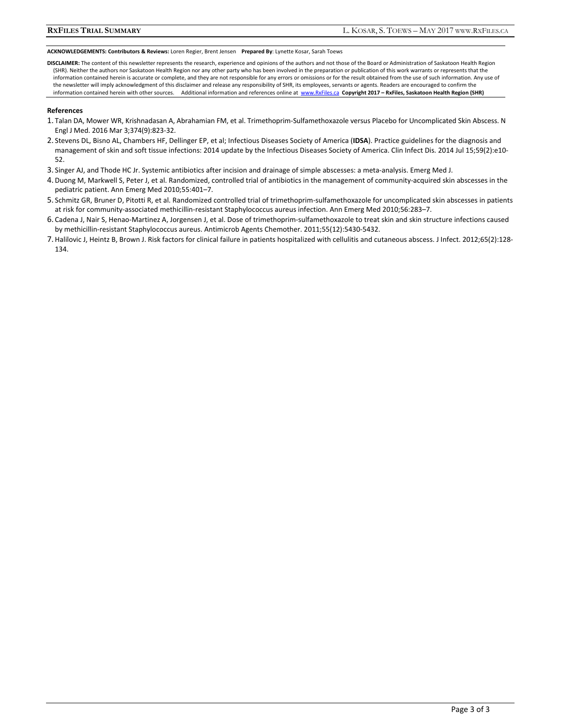**ACKNOWLEDGEMENTS: Contributors & Reviews:** Loren Regier, Brent Jensen **Prepared By**: Lynette Kosar, Sarah Toews

**DISCLAIMER:** The content of this newsletter represents the research, experience and opinions of the authors and not those of the Board or Administration of Saskatoon Health Region (SHR). Neither the authors nor Saskatoon Health Region nor any other party who has been involved in the preparation or publication of this work warrants or represents that the information contained herein is accurate or complete, and they are not responsible for any errors or omissions or for the result obtained from the use of such information. Any use of the newsletter will imply acknowledgment of this disclaimer and release any responsibility of SHR, its employees, servants or agents. Readers are encouraged to confirm the information contained herein with other sources. Additional information and references online at www.RxFiles.ca **Copyright 2017 – RxFiles, Saskatoon Health Region (SHR)**

### References

1. Talan DA, Mower WR, Krishnadasan A, Abrahamian FM, et al. Trimethoprim-Sulfamethoxazole versus Placebo for Uncomplicated Skin Abscess. N Engl J Med. 2016 Mar 3;374(9):823-32.
2. Stevens DL, Bisno AL, Chambers HF, Dellinger EP, et al; Infectious Diseases Society of America (**IDSA**). Practice guidelines for the diagnosis and management of skin and soft tissue infections: 2014 update by the Infectious Diseases Society of America. Clin Infect Dis. 2014 Jul 15;59(2):e10-52.
3. Singer AJ, and Thode HC Jr. Systemic antibiotics after incision and drainage of simple abscesses: a meta-analysis. Emerg Med J.
4. Duong M, Markwell S, Peter J, et al. Randomized, controlled trial of antibiotics in the management of community-acquired skin abscesses in the pediatric patient. Ann Emerg Med 2010;55:401–7.
5. Schmitz GR, Bruner D, Pitotti R, et al. Randomized controlled trial of trimethoprim-sulfamethoxazole for uncomplicated skin abscesses in patients at risk for community-associated methicillin-resistant Staphylococcus aureus infection. Ann Emerg Med 2010;56:283–7.
6. Cadena J, Nair S, Henao-Martinez A, Jorgensen J, et al. Dose of trimethoprim-sulfamethoxazole to treat skin and skin structure infections caused by methicillin-resistant Staphylococcus aureus. Antimicrob Agents Chemother. 2011;55(12):5430-5432.
7. Halilovic J, Heintz B, Brown J. Risk factors for clinical failure in patients hospitalized with cellulitis and cutaneous abscess. J Infect. 2012;65(2):128-134.